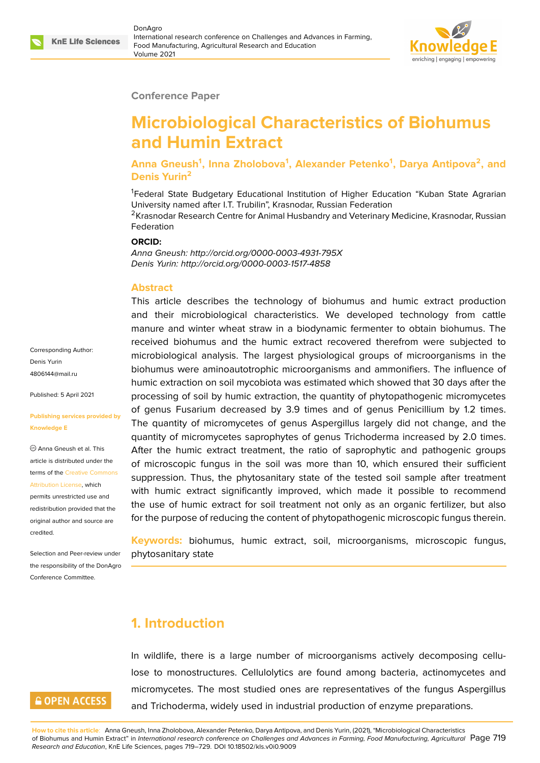Conference Paper

# Microbiological Characteristics of Biohumus and Humin Extract

**Anna Gneush[1], Inna Zholobova[1], Alexander Petenko[1], Darya Antipova[2], and Denis Yurin[2]**

[1]Federal State Budgetary Educational Institution of Higher Education "Kuban State Agrarian University named after I.T. Trubilin", Krasnodar, Russian Federation
[2]Krasnodar Research Centre for Animal Husbandry and Veterinary Medicine, Krasnodar, Russian Federation

**ORCID:**
*Anna Gneush: http://orcid.org/0000-0003-4931-795X*
*Denis Yurin: http://orcid.org/0000-0003-1517-4858*

Corresponding Author: Denis Yurin 4806144@mail.ru

Published: 5 April 2021

Publishing services provided by Knowledge E

Anna Gneush et al. This article is distributed under the terms of the Creative Commons Attribution License, which permits unrestricted use and redistribution provided that the original author and source are credited.

Selection and Peer-review under the responsibility of the DonAgro Conference Committee.

## Abstract

This article describes the technology of biohumus and humic extract production and their microbiological characteristics. We developed technology from cattle manure and winter wheat straw in a biodynamic fermenter to obtain biohumus. The received biohumus and the humic extract recovered therefrom were subjected to microbiological analysis. The largest physiological groups of microorganisms in the biohumus were aminoautotrophic microorganisms and ammonifiers. The influence of humic extraction on soil mycobiota was estimated which showed that 30 days after the processing of soil by humic extraction, the quantity of phytopathogenic micromycetes of genus Fusarium decreased by 3.9 times and of genus Penicillium by 1.2 times. The quantity of micromycetes of genus Aspergillus largely did not change, and the quantity of micromycetes saprophytes of genus Trichoderma increased by 2.0 times. After the humic extract treatment, the ratio of saprophytic and pathogenic groups of microscopic fungus in the soil was more than 10, which ensured their sufficient suppression. Thus, the phytosanitary state of the tested soil sample after treatment with humic extract significantly improved, which made it possible to recommend the use of humic extract for soil treatment not only as an organic fertilizer, but also for the purpose of reducing the content of phytopathogenic microscopic fungus therein.

**Keywords:** biohumus, humic extract, soil, microorganisms, microscopic fungus, phytosanitary state

## 1. Introduction

In wildlife, there is a large number of microorganisms actively decomposing cellulose to monostructures. Cellulolytics are found among bacteria, actinomycetes and micromycetes. The most studied ones are representatives of the fungus Aspergillus and Trichoderma, widely used in industrial production of enzyme preparations.

**How to cite this article**: Anna Gneush, Inna Zholobova, Alexander Petenko, Darya Antipova, and Denis Yurin, (2021), "Microbiological Characteristics of Biohumus and Humin Extract" in *International research conference on Challenges and Advances in Farming, Food Manufacturing, Agricultural Research and Education*, KnE Life Sciences, pages 719–729. DOI 10.18502/kls.v0i0.9009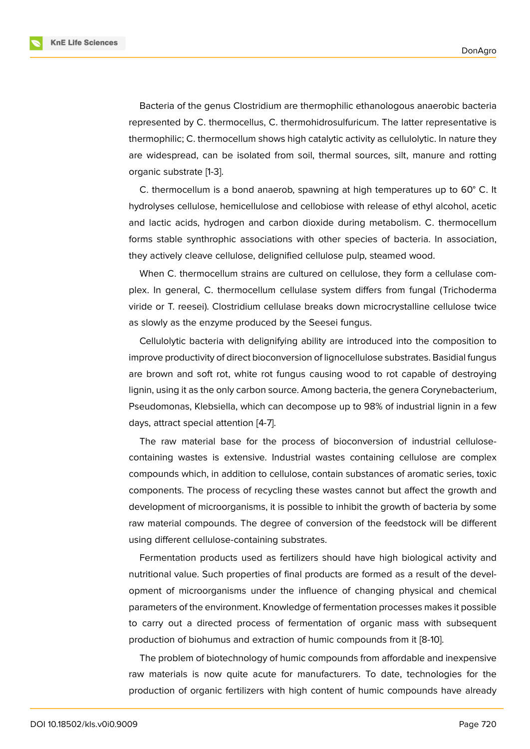Bacteria of the genus Clostridium are thermophilic ethanologous anaerobic bacteria represented by C. thermocellus, C. thermohidrosulfuricum. The latter representative is thermophilic; C. thermocellum shows high catalytic activity as cellulolytic. In nature they are widespread, can be isolated from soil, thermal sources, silt, manure and rotting organic substrate [1-3].

C. thermocellum is a bond anaerob, spawning at high temperatures up to 60° C. It hydrolyses cellulose, hemicellulose and cellobiose with release of ethyl alcohol, acetic and lactic acids, hydrogen and carbon dioxide during metabolism. C. thermocellum forms stable synthrophic associations with other species of bacteria. In association, they actively cleave cellulose, delignified cellulose pulp, steamed wood.

When C. thermocellum strains are cultured on cellulose, they form a cellulase complex. In general, C. thermocellum cellulase system differs from fungal (Trichoderma viride or T. reesei). Clostridium cellulase breaks down microcrystalline cellulose twice as slowly as the enzyme produced by the Seesei fungus.

Cellulolytic bacteria with delignifying ability are introduced into the composition to improve productivity of direct bioconversion of lignocellulose substrates. Basidial fungus are brown and soft rot, white rot fungus causing wood to rot capable of destroying lignin, using it as the only carbon source. Among bacteria, the genera Corynebacterium, Pseudomonas, Klebsiella, which can decompose up to 98% of industrial lignin in a few days, attract special attention [4-7].

The raw material base for the process of bioconversion of industrial cellulose-containing wastes is extensive. Industrial wastes containing cellulose are complex compounds which, in addition to cellulose, contain substances of aromatic series, toxic components. The process of recycling these wastes cannot but affect the growth and development of microorganisms, it is possible to inhibit the growth of bacteria by some raw material compounds. The degree of conversion of the feedstock will be different using different cellulose-containing substrates.

Fermentation products used as fertilizers should have high biological activity and nutritional value. Such properties of final products are formed as a result of the development of microorganisms under the influence of changing physical and chemical parameters of the environment. Knowledge of fermentation processes makes it possible to carry out a directed process of fermentation of organic mass with subsequent production of biohumus and extraction of humic compounds from it [8-10].

The problem of biotechnology of humic compounds from affordable and inexpensive raw materials is now quite acute for manufacturers. To date, technologies for the production of organic fertilizers with high content of humic compounds have already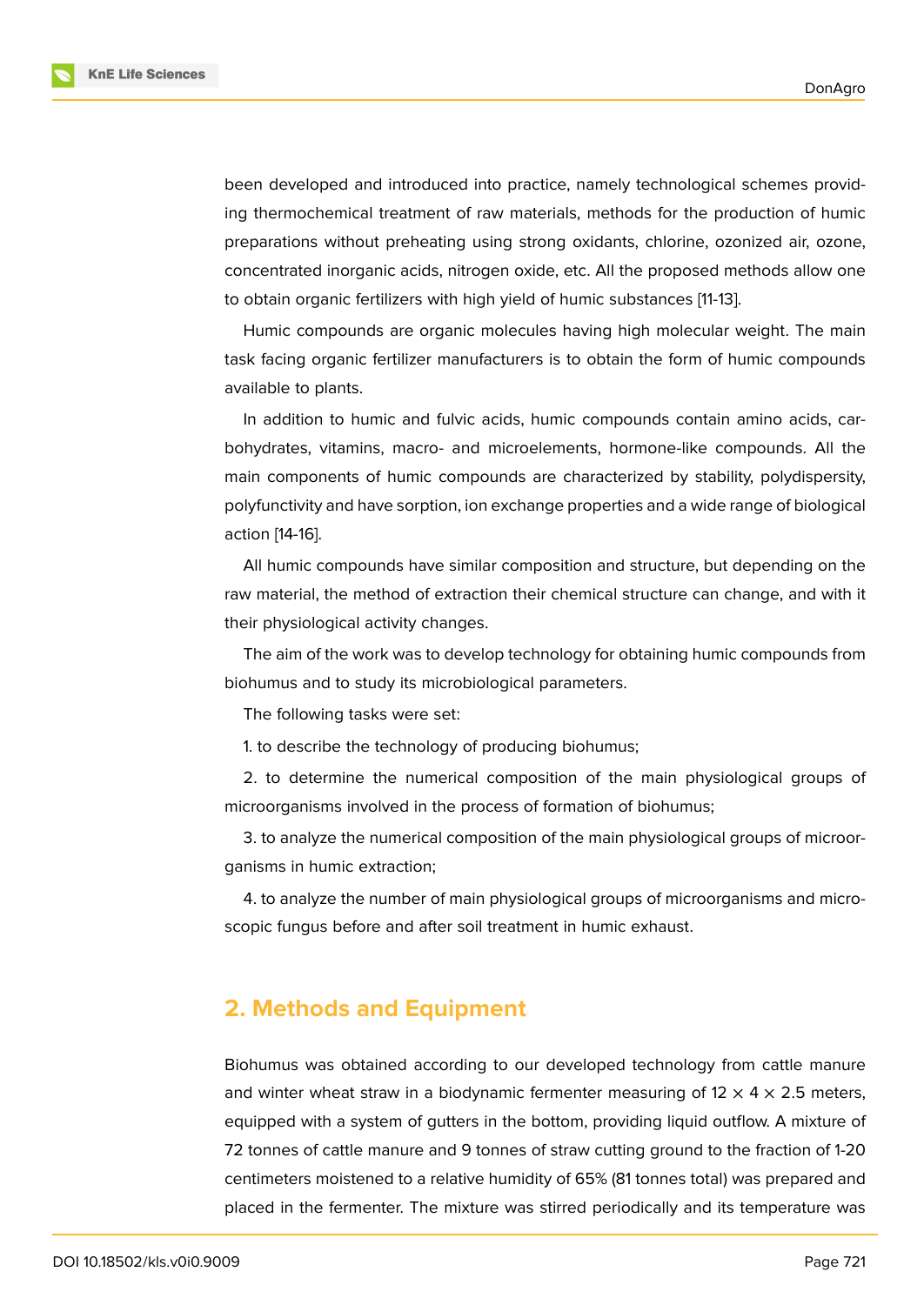been developed and introduced into practice, namely technological schemes providing thermochemical treatment of raw materials, methods for the production of humic preparations without preheating using strong oxidants, chlorine, ozonized air, ozone, concentrated inorganic acids, nitrogen oxide, etc. All the proposed methods allow one to obtain organic fertilizers with high yield of humic substances [11-13].

Humic compounds are organic molecules having high molecular weight. The main task facing organic fertilizer manufacturers is to obtain the form of humic compounds available to plants.

In addition to humic and fulvic acids, humic compounds contain amino acids, carbohydrates, vitamins, macro- and microelements, hormone-like compounds. All the main components of humic compounds are characterized by stability, polydispersity, polyfunctivity and have sorption, ion exchange properties and a wide range of biological action [14-16].

All humic compounds have similar composition and structure, but depending on the raw material, the method of extraction their chemical structure can change, and with it their physiological activity changes.

The aim of the work was to develop technology for obtaining humic compounds from biohumus and to study its microbiological parameters.

The following tasks were set:

1. to describe the technology of producing biohumus;

2. to determine the numerical composition of the main physiological groups of microorganisms involved in the process of formation of biohumus;

3. to analyze the numerical composition of the main physiological groups of microorganisms in humic extraction;

4. to analyze the number of main physiological groups of microorganisms and microscopic fungus before and after soil treatment in humic exhaust.

## 2. Methods and Equipment

Biohumus was obtained according to our developed technology from cattle manure and winter wheat straw in a biodynamic fermenter measuring of 12 × 4 × 2.5 meters, equipped with a system of gutters in the bottom, providing liquid outflow. A mixture of 72 tonnes of cattle manure and 9 tonnes of straw cutting ground to the fraction of 1-20 centimeters moistened to a relative humidity of 65% (81 tonnes total) was prepared and placed in the fermenter. The mixture was stirred periodically and its temperature was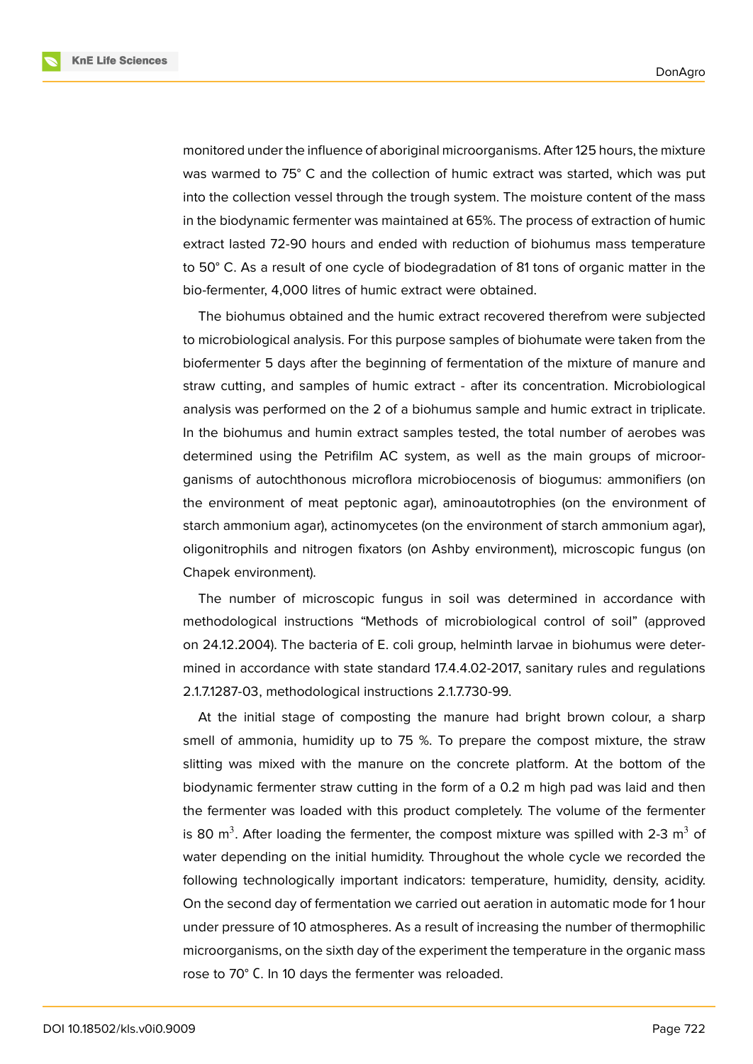monitored under the influence of aboriginal microorganisms. After 125 hours, the mixture was warmed to 75° C and the collection of humic extract was started, which was put into the collection vessel through the trough system. The moisture content of the mass in the biodynamic fermenter was maintained at 65%. The process of extraction of humic extract lasted 72-90 hours and ended with reduction of biohumus mass temperature to 50° C. As a result of one cycle of biodegradation of 81 tons of organic matter in the bio-fermenter, 4,000 litres of humic extract were obtained.

The biohumus obtained and the humic extract recovered therefrom were subjected to microbiological analysis. For this purpose samples of biohumate were taken from the biofermenter 5 days after the beginning of fermentation of the mixture of manure and straw cutting, and samples of humic extract - after its concentration. Microbiological analysis was performed on the 2 of a biohumus sample and humic extract in triplicate. In the biohumus and humin extract samples tested, the total number of aerobes was determined using the Petrifilm AC system, as well as the main groups of microorganisms of autochthonous microflora microbiocenosis of biogumus: ammonifiers (on the environment of meat peptonic agar), aminoautotrophies (on the environment of starch ammonium agar), actinomycetes (on the environment of starch ammonium agar), oligonitrophils and nitrogen fixators (on Ashby environment), microscopic fungus (on Chapek environment).

The number of microscopic fungus in soil was determined in accordance with methodological instructions “Methods of microbiological control of soil” (approved on 24.12.2004). The bacteria of E. coli group, helminth larvae in biohumus were determined in accordance with state standard 17.4.4.02-2017, sanitary rules and regulations 2.1.7.1287-03, methodological instructions 2.1.7.730-99.

At the initial stage of composting the manure had bright brown colour, a sharp smell of ammonia, humidity up to 75 %. To prepare the compost mixture, the straw slitting was mixed with the manure on the concrete platform. At the bottom of the biodynamic fermenter straw cutting in the form of a 0.2 m high pad was laid and then the fermenter was loaded with this product completely. The volume of the fermenter is 80 $m^3$. After loading the fermenter, the compost mixture was spilled with 2-3 $m^3$ of water depending on the initial humidity. Throughout the whole cycle we recorded the following technologically important indicators: temperature, humidity, density, acidity. On the second day of fermentation we carried out aeration in automatic mode for 1 hour under pressure of 10 atmospheres. As a result of increasing the number of thermophilic microorganisms, on the sixth day of the experiment the temperature in the organic mass rose to 70° C. In 10 days the fermenter was reloaded.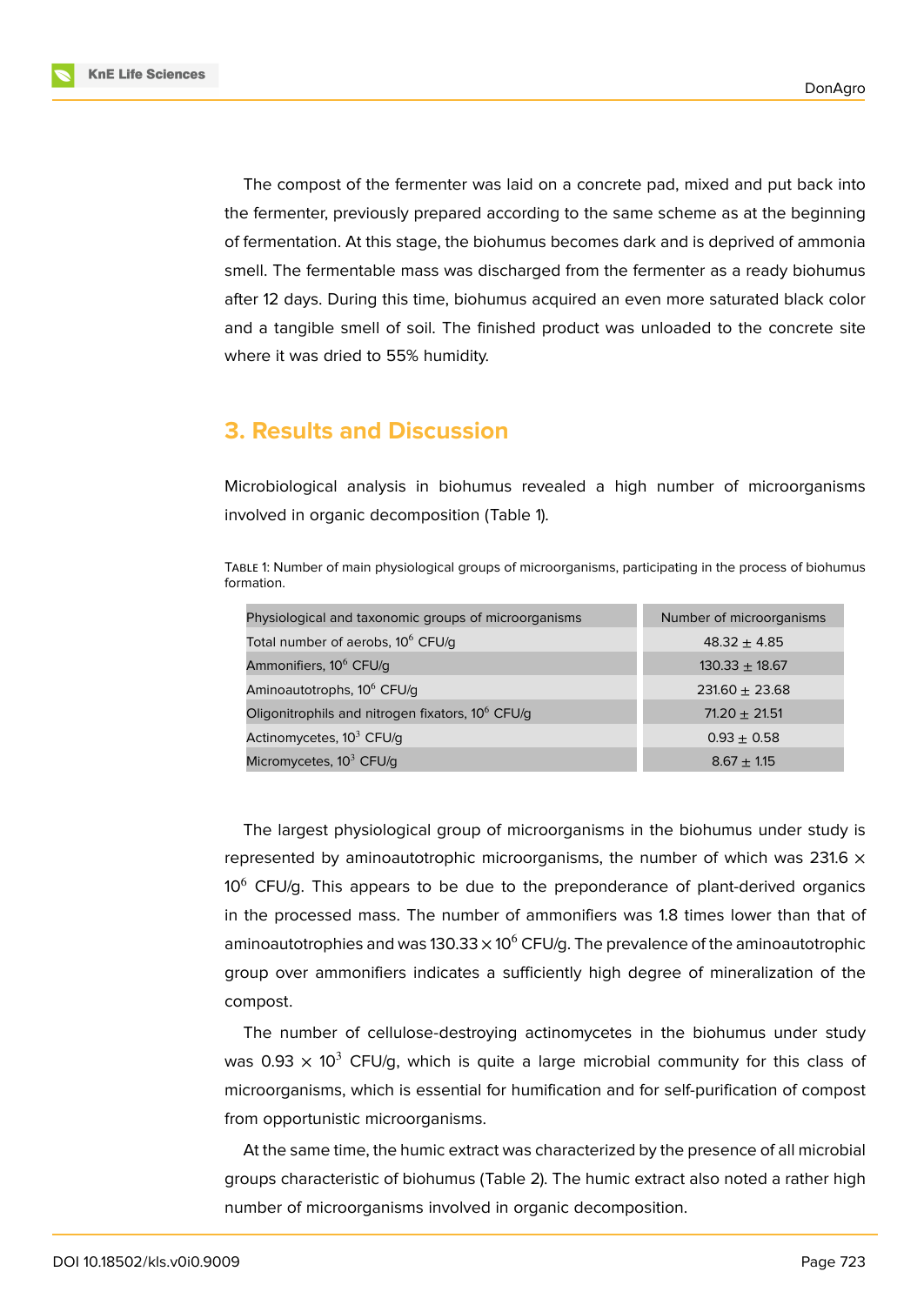The compost of the fermenter was laid on a concrete pad, mixed and put back into the fermenter, previously prepared according to the same scheme as at the beginning of fermentation. At this stage, the biohumus becomes dark and is deprived of ammonia smell. The fermentable mass was discharged from the fermenter as a ready biohumus after 12 days. During this time, biohumus acquired an even more saturated black color and a tangible smell of soil. The finished product was unloaded to the concrete site where it was dried to 55% humidity.

## 3. Results and Discussion

Microbiological analysis in biohumus revealed a high number of microorganisms involved in organic decomposition (Table 1).

Table 1: Number of main physiological groups of microorganisms, participating in the process of biohumus formation.

| Physiological and taxonomic groups of microorganisms | Number of microorganisms |
|---|---|
| Total number of aerobs, $10^6$ CFU/g | 48.32 ± 4.85 |
| Ammonifiers, $10^6$ CFU/g | 130.33 ± 18.67 |
| Aminoautotrophs, $10^6$ CFU/g | 231.60 ± 23.68 |
| Oligonitrophils and nitrogen fixators, $10^6$ CFU/g | 71.20 ± 21.51 |
| Actinomycetes, $10^3$ CFU/g | 0.93 ± 0.58 |
| Micromycetes, $10^3$ CFU/g | 8.67 ± 1.15 |

The largest physiological group of microorganisms in the biohumus under study is represented by aminoautotrophic microorganisms, the number of which was $231.6 \times 10^6$ CFU/g. This appears to be due to the preponderance of plant-derived organics in the processed mass. The number of ammonifiers was 1.8 times lower than that of aminoautotrophies and was $130.33 \times 10^6$ CFU/g. The prevalence of the aminoautotrophic group over ammonifiers indicates a sufficiently high degree of mineralization of the compost.

The number of cellulose-destroying actinomycetes in the biohumus under study was $0.93 \times 10^3$ CFU/g, which is quite a large microbial community for this class of microorganisms, which is essential for humification and for self-purification of compost from opportunistic microorganisms.

At the same time, the humic extract was characterized by the presence of all microbial groups characteristic of biohumus (Table 2). The humic extract also noted a rather high number of microorganisms involved in organic decomposition.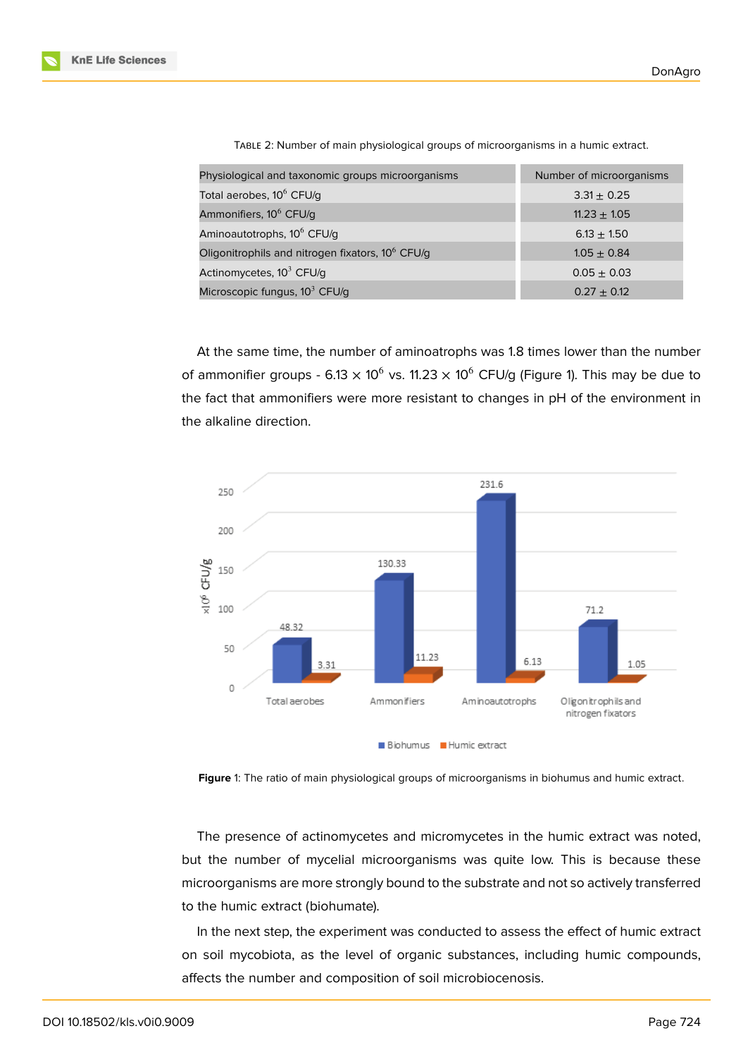Table 2: Number of main physiological groups of microorganisms in a humic extract.

| Physiological and taxonomic groups microorganisms | Number of microorganisms |
| --- | --- |
| Total aerobes, $10^6$ CFU/g | 3.31 ± 0.25 |
| Ammonifiers, $10^6$ CFU/g | 11.23 ± 1.05 |
| Aminoautotrophs, $10^6$ CFU/g | 6.13 ± 1.50 |
| Oligonitrophils and nitrogen fixators, $10^6$ CFU/g | 1.05 ± 0.84 |
| Actinomycetes, $10^3$ CFU/g | 0.05 ± 0.03 |
| Microscopic fungus, $10^3$ CFU/g | 0.27 ± 0.12 |

At the same time, the number of aminoatrophs was 1.8 times lower than the number of ammonifier groups - $6.13 \times 10^6$ vs. $11.23 \times 10^6$ CFU/g (Figure 1). This may be due to the fact that ammonifiers were more resistant to changes in pH of the environment in the alkaline direction.

**Figure** 1: The ratio of main physiological groups of microorganisms in biohumus and humic extract.

The presence of actinomycetes and micromycetes in the humic extract was noted, but the number of mycelial microorganisms was quite low. This is because these microorganisms are more strongly bound to the substrate and not so actively transferred to the humic extract (biohumate).

In the next step, the experiment was conducted to assess the effect of humic extract on soil mycobiota, as the level of organic substances, including humic compounds, affects the number and composition of soil microbiocenosis.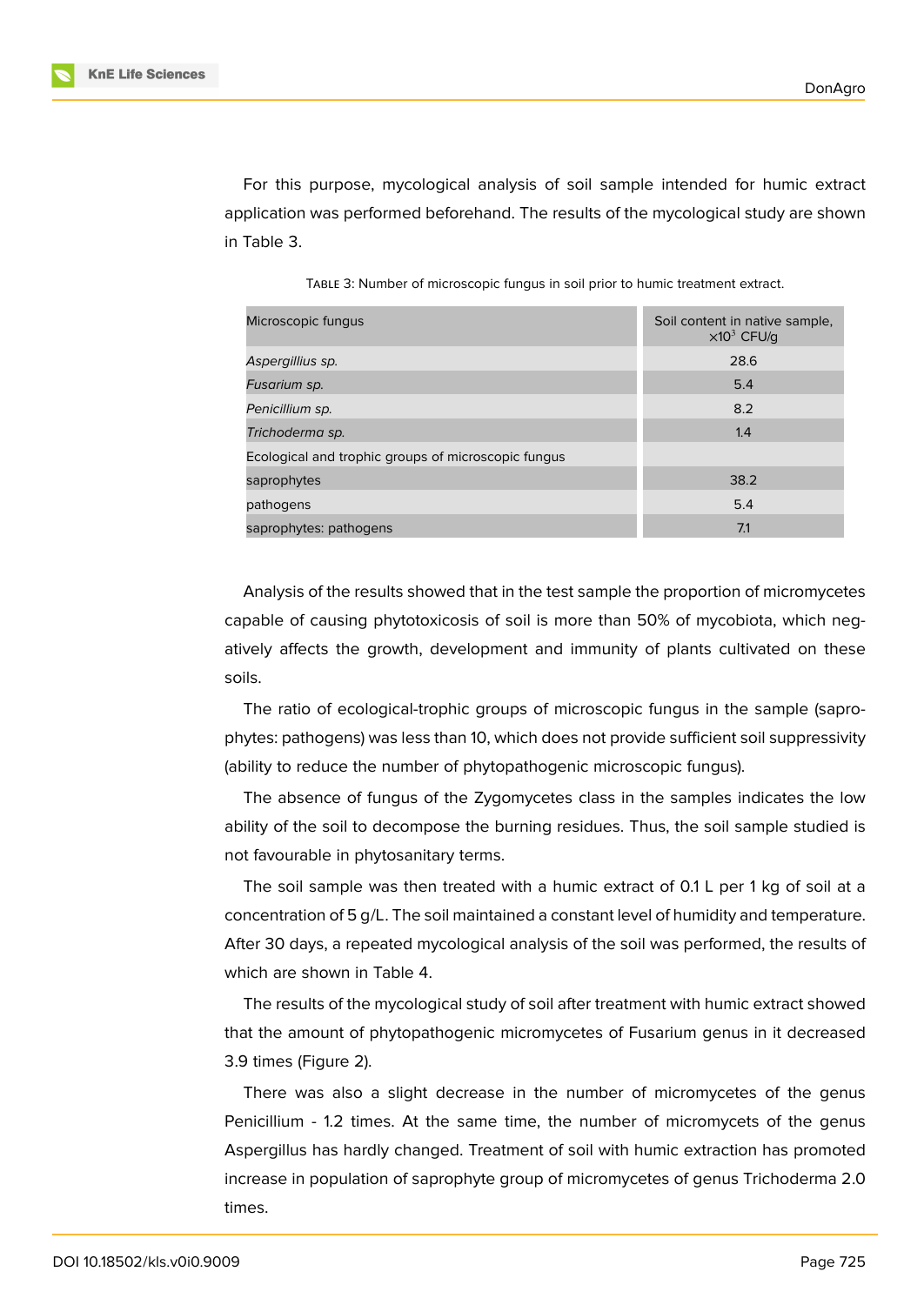For this purpose, mycological analysis of soil sample intended for humic extract application was performed beforehand. The results of the mycological study are shown in Table 3.

Table 3: Number of microscopic fungus in soil prior to humic treatment extract.

| Microscopic fungus | Soil content in native sample, $\times 10^3$ CFU/g |
|---|---|
| *Aspergillius sp.* | 28.6 |
| *Fusarium sp.* | 5.4 |
| *Penicillium sp.* | 8.2 |
| *Trichoderma sp.* | 1.4 |
| Ecological and trophic groups of microscopic fungus | |
| saprophytes | 38.2 |
| pathogens | 5.4 |
| saprophytes: pathogens | 7.1 |

Analysis of the results showed that in the test sample the proportion of micromycetes capable of causing phytotoxicosis of soil is more than 50% of mycobiota, which negatively affects the growth, development and immunity of plants cultivated on these soils.

The ratio of ecological-trophic groups of microscopic fungus in the sample (saprophytes: pathogens) was less than 10, which does not provide sufficient soil suppressivity (ability to reduce the number of phytopathogenic microscopic fungus).

The absence of fungus of the Zygomycetes class in the samples indicates the low ability of the soil to decompose the burning residues. Thus, the soil sample studied is not favourable in phytosanitary terms.

The soil sample was then treated with a humic extract of 0.1 L per 1 kg of soil at a concentration of 5 g/L. The soil maintained a constant level of humidity and temperature. After 30 days, a repeated mycological analysis of the soil was performed, the results of which are shown in Table 4.

The results of the mycological study of soil after treatment with humic extract showed that the amount of phytopathogenic micromycetes of Fusarium genus in it decreased 3.9 times (Figure 2).

There was also a slight decrease in the number of micromycetes of the genus Penicillium - 1.2 times. At the same time, the number of micromycets of the genus Aspergillus has hardly changed. Treatment of soil with humic extraction has promoted increase in population of saprophyte group of micromycetes of genus Trichoderma 2.0 times.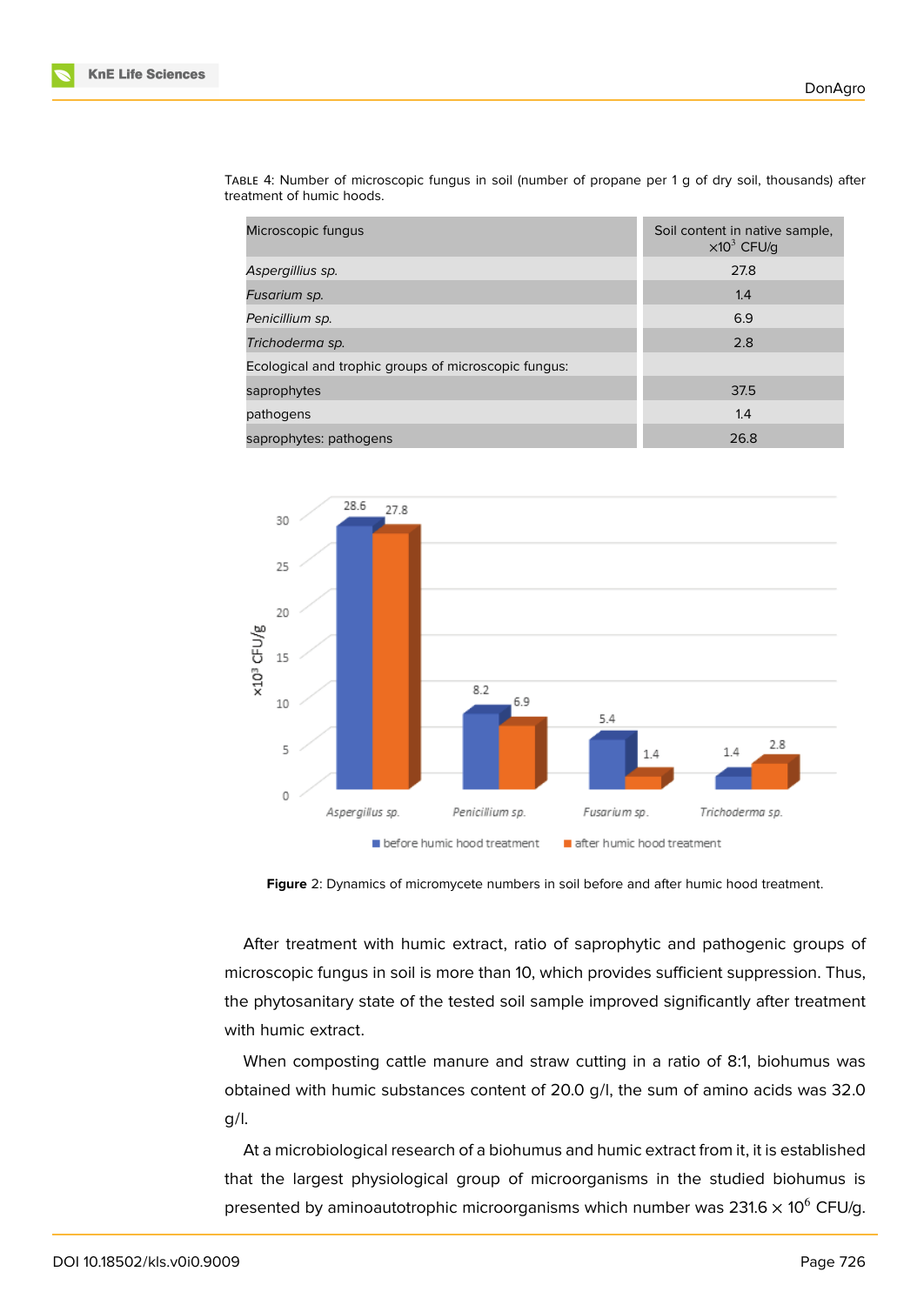Table 4: Number of microscopic fungus in soil (number of propane per 1 g of dry soil, thousands) after treatment of humic hoods.

| Microscopic fungus | Soil content in native sample, $\times 10^3$ CFU/g |
|---|---|
| *Aspergillius sp.* | 27.8 |
| *Fusarium sp.* | 1.4 |
| *Penicillium sp.* | 6.9 |
| *Trichoderma sp.* | 2.8 |
| Ecological and trophic groups of microscopic fungus: | |
| saprophytes | 37.5 |
| pathogens | 1.4 |
| saprophytes: pathogens | 26.8 |

**Figure** 2: Dynamics of micromycete numbers in soil before and after humic hood treatment.

After treatment with humic extract, ratio of saprophytic and pathogenic groups of microscopic fungus in soil is more than 10, which provides sufficient suppression. Thus, the phytosanitary state of the tested soil sample improved significantly after treatment with humic extract.

When composting cattle manure and straw cutting in a ratio of 8:1, biohumus was obtained with humic substances content of 20.0 g/l, the sum of amino acids was 32.0 g/l.

At a microbiological research of a biohumus and humic extract from it, it is established that the largest physiological group of microorganisms in the studied biohumus is presented by aminoautotrophic microorganisms which number was $231.6 \times 10^6$ CFU/g.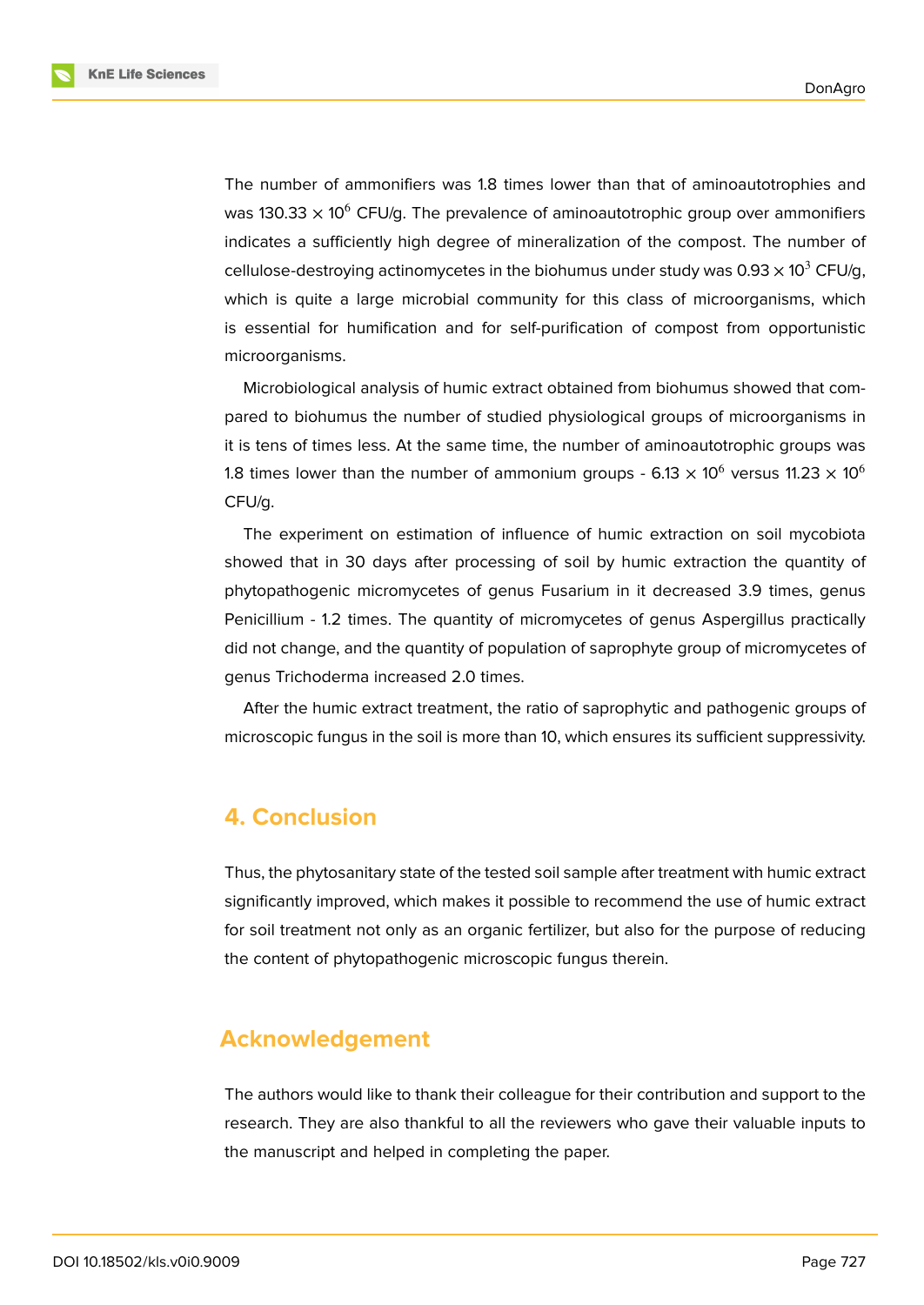The number of ammonifiers was 1.8 times lower than that of aminoautotrophies and was $130.33 \times 10^6$ CFU/g. The prevalence of aminoautotrophic group over ammonifiers indicates a sufficiently high degree of mineralization of the compost. The number of cellulose-destroying actinomycetes in the biohumus under study was $0.93 \times 10^3$ CFU/g, which is quite a large microbial community for this class of microorganisms, which is essential for humification and for self-purification of compost from opportunistic microorganisms.

Microbiological analysis of humic extract obtained from biohumus showed that compared to biohumus the number of studied physiological groups of microorganisms in it is tens of times less. At the same time, the number of aminoautotrophic groups was 1.8 times lower than the number of ammonium groups - $6.13 \times 10^6$ versus $11.23 \times 10^6$ CFU/g.

The experiment on estimation of influence of humic extraction on soil mycobiota showed that in 30 days after processing of soil by humic extraction the quantity of phytopathogenic micromycetes of genus Fusarium in it decreased 3.9 times, genus Penicillium - 1.2 times. The quantity of micromycetes of genus Aspergillus practically did not change, and the quantity of population of saprophyte group of micromycetes of genus Trichoderma increased 2.0 times.

After the humic extract treatment, the ratio of saprophytic and pathogenic groups of microscopic fungus in the soil is more than 10, which ensures its sufficient suppressivity.

## 4. Conclusion

Thus, the phytosanitary state of the tested soil sample after treatment with humic extract significantly improved, which makes it possible to recommend the use of humic extract for soil treatment not only as an organic fertilizer, but also for the purpose of reducing the content of phytopathogenic microscopic fungus therein.

## Acknowledgement

The authors would like to thank their colleague for their contribution and support to the research. They are also thankful to all the reviewers who gave their valuable inputs to the manuscript and helped in completing the paper.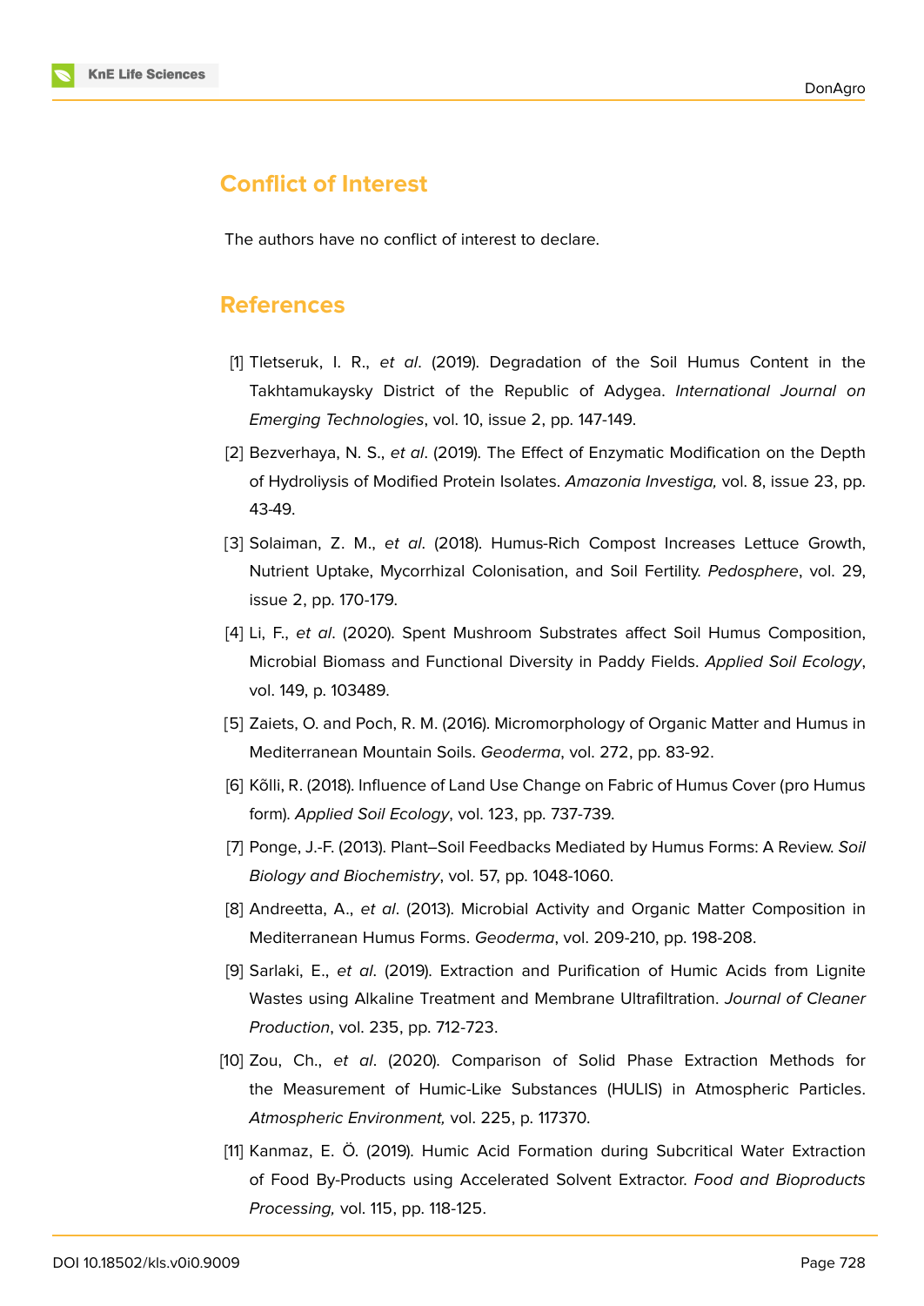## Conflict of Interest

The authors have no conflict of interest to declare.

## References

[1] Tletseruk, I. R., *et al*. (2019). Degradation of the Soil Humus Content in the Takhtamukaysky District of the Republic of Adygea. *International Journal on Emerging Technologies*, vol. 10, issue 2, pp. 147-149.

[2] Bezverhaya, N. S., *et al*. (2019). The Effect of Enzymatic Modification on the Depth of Hydroliysis of Modified Protein Isolates. *Amazonia Investiga,* vol. 8, issue 23, pp. 43-49.

[3] Solaiman, Z. M., *et al*. (2018). Humus-Rich Compost Increases Lettuce Growth, Nutrient Uptake, Mycorrhizal Colonisation, and Soil Fertility. *Pedosphere*, vol. 29, issue 2, pp. 170-179.

[4] Li, F., *et al*. (2020). Spent Mushroom Substrates affect Soil Humus Composition, Microbial Biomass and Functional Diversity in Paddy Fields. *Applied Soil Ecology*, vol. 149, p. 103489.

[5] Zaiets, O. and Poch, R. M. (2016). Micromorphology of Organic Matter and Humus in Mediterranean Mountain Soils. *Geoderma*, vol. 272, pp. 83-92.

[6] Kõlli, R. (2018). Influence of Land Use Change on Fabric of Humus Cover (pro Humus form). *Applied Soil Ecology*, vol. 123, pp. 737-739.

[7] Ponge, J.-F. (2013). Plant–Soil Feedbacks Mediated by Humus Forms: A Review. *Soil Biology and Biochemistry*, vol. 57, pp. 1048-1060.

[8] Andreetta, A., *et al*. (2013). Microbial Activity and Organic Matter Composition in Mediterranean Humus Forms. *Geoderma*, vol. 209-210, pp. 198-208.

[9] Sarlaki, E., *et al*. (2019). Extraction and Purification of Humic Acids from Lignite Wastes using Alkaline Treatment and Membrane Ultrafiltration. *Journal of Cleaner Production*, vol. 235, pp. 712-723.

[10] Zou, Ch., *et al*. (2020). Comparison of Solid Phase Extraction Methods for the Measurement of Humic-Like Substances (HULIS) in Atmospheric Particles. *Atmospheric Environment,* vol. 225, p. 117370.

[11] Kanmaz, E. Ö. (2019). Humic Acid Formation during Subcritical Water Extraction of Food By-Products using Accelerated Solvent Extractor. *Food and Bioproducts Processing,* vol. 115, pp. 118-125.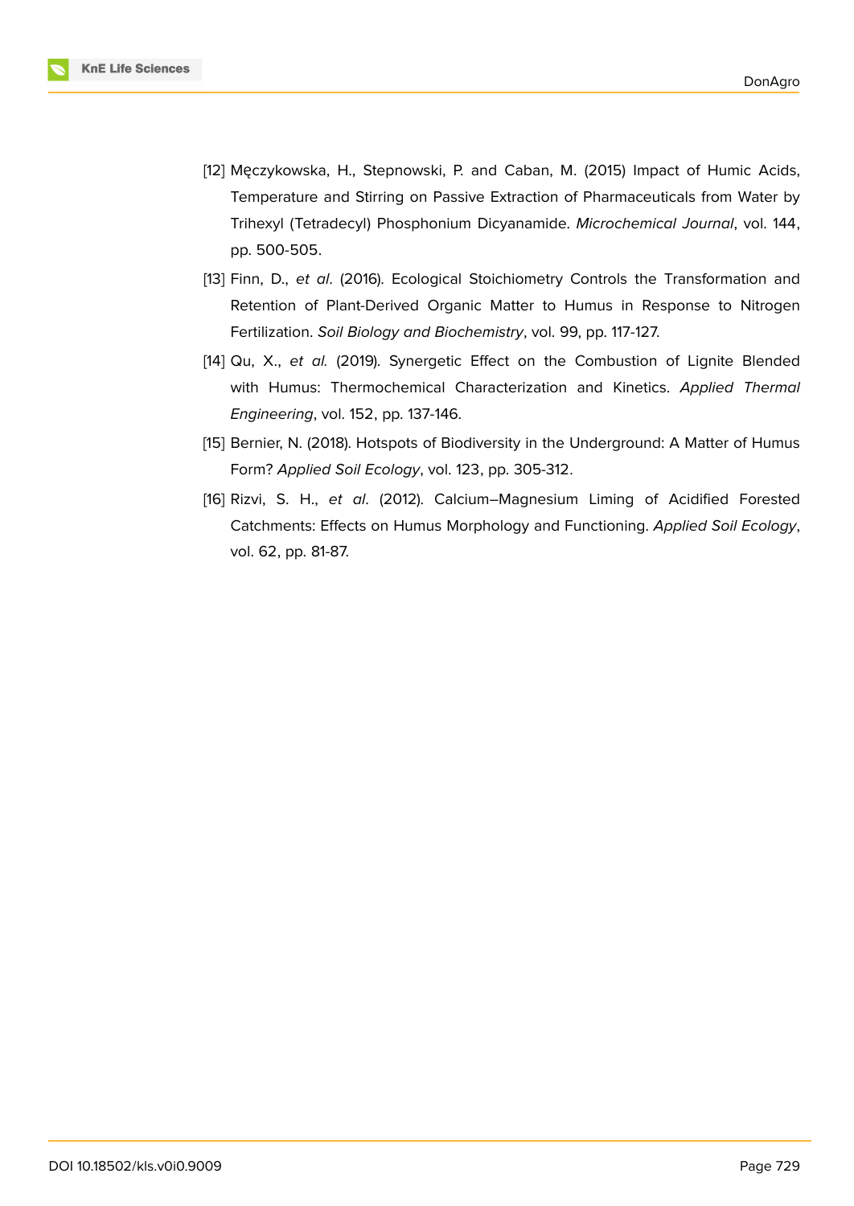[12] Męczykowska, H., Stepnowski, P. and Caban, M. (2015) Impact of Humic Acids, Temperature and Stirring on Passive Extraction of Pharmaceuticals from Water by Trihexyl (Tetradecyl) Phosphonium Dicyanamide. *Microchemical Journal*, vol. 144, pp. 500-505.

[13] Finn, D., *et al*. (2016). Ecological Stoichiometry Controls the Transformation and Retention of Plant-Derived Organic Matter to Humus in Response to Nitrogen Fertilization. *Soil Biology and Biochemistry*, vol. 99, pp. 117-127.

[14] Qu, X., *et al.* (2019). Synergetic Effect on the Combustion of Lignite Blended with Humus: Thermochemical Characterization and Kinetics. *Applied Thermal Engineering*, vol. 152, pp. 137-146.

[15] Bernier, N. (2018). Hotspots of Biodiversity in the Underground: A Matter of Humus Form? *Applied Soil Ecology*, vol. 123, pp. 305-312.

[16] Rizvi, S. H., *et al*. (2012). Calcium–Magnesium Liming of Acidified Forested Catchments: Effects on Humus Morphology and Functioning. *Applied Soil Ecology*, vol. 62, pp. 81-87.